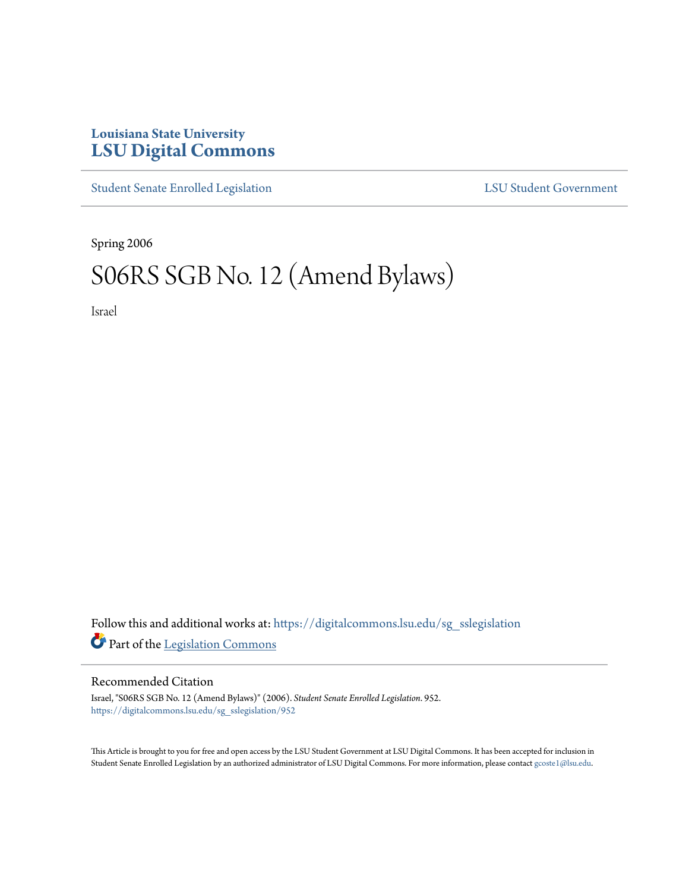Louisiana State University

# LSU Digital Commons

Student Senate Enrolled Legislation | LSU Student Government

Spring 2006

# S06RS SGB No. 12 (Amend Bylaws)

Israel

Follow this and additional works at: https://digitalcommons.lsu.edu/sg_sslegislation

Part of the Legislation Commons

## Recommended Citation

Israel, "S06RS SGB No. 12 (Amend Bylaws)" (2006). *Student Senate Enrolled Legislation*. 952.
https://digitalcommons.lsu.edu/sg_sslegislation/952

This Article is brought to you for free and open access by the LSU Student Government at LSU Digital Commons. It has been accepted for inclusion in Student Senate Enrolled Legislation by an authorized administrator of LSU Digital Commons. For more information, please contact gcoste1@lsu.edu.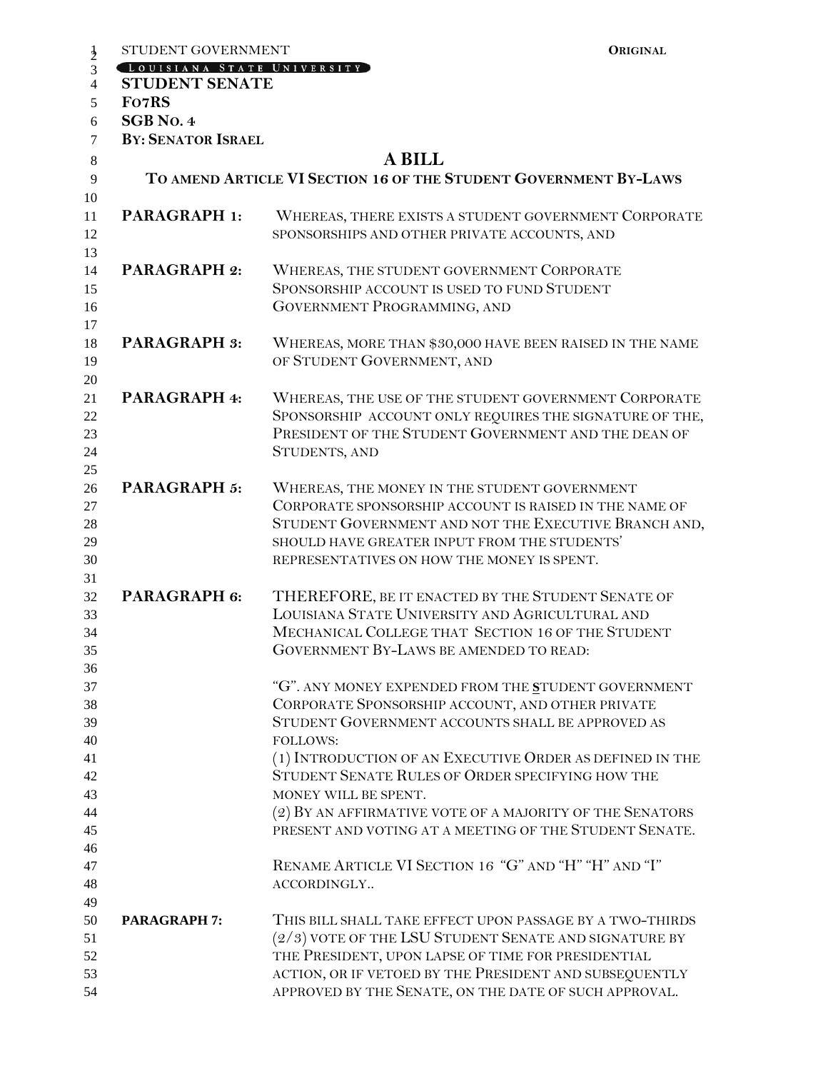STUDENT GOVERNMENT **ORIGINAL**

LOUISIANA STATE UNIVERSITY

**STUDENT SENATE**

**F07RS**

**SGB NO. 4**

**BY: SENATOR ISRAEL**

# A BILL

## TO AMEND ARTICLE VI SECTION 16 OF THE STUDENT GOVERNMENT BY-LAWS

**PARAGRAPH 1:** WHEREAS, THERE EXISTS A STUDENT GOVERNMENT CORPORATE SPONSORSHIPS AND OTHER PRIVATE ACCOUNTS, AND

**PARAGRAPH 2:** WHEREAS, THE STUDENT GOVERNMENT CORPORATE SPONSORSHIP ACCOUNT IS USED TO FUND STUDENT GOVERNMENT PROGRAMMING, AND

**PARAGRAPH 3:** WHEREAS, MORE THAN $30,000 HAVE BEEN RAISED IN THE NAME OF STUDENT GOVERNMENT, AND

**PARAGRAPH 4:** WHEREAS, THE USE OF THE STUDENT GOVERNMENT CORPORATE SPONSORSHIP ACCOUNT ONLY REQUIRES THE SIGNATURE OF THE, PRESIDENT OF THE STUDENT GOVERNMENT AND THE DEAN OF STUDENTS, AND

**PARAGRAPH 5:** WHEREAS, THE MONEY IN THE STUDENT GOVERNMENT CORPORATE SPONSORSHIP ACCOUNT IS RAISED IN THE NAME OF STUDENT GOVERNMENT AND NOT THE EXECUTIVE BRANCH AND, SHOULD HAVE GREATER INPUT FROM THE STUDENTS' REPRESENTATIVES ON HOW THE MONEY IS SPENT.

**PARAGRAPH 6:** THEREFORE, BE IT ENACTED BY THE STUDENT SENATE OF LOUISIANA STATE UNIVERSITY AND AGRICULTURAL AND MECHANICAL COLLEGE THAT SECTION 16 OF THE STUDENT GOVERNMENT BY-LAWS BE AMENDED TO READ:

"G". ANY MONEY EXPENDED FROM THE **S**TUDENT GOVERNMENT CORPORATE SPONSORSHIP ACCOUNT, AND OTHER PRIVATE STUDENT GOVERNMENT ACCOUNTS SHALL BE APPROVED AS FOLLOWS:
(1) INTRODUCTION OF AN EXECUTIVE ORDER AS DEFINED IN THE STUDENT SENATE RULES OF ORDER SPECIFYING HOW THE MONEY WILL BE SPENT.
(2) BY AN AFFIRMATIVE VOTE OF A MAJORITY OF THE SENATORS PRESENT AND VOTING AT A MEETING OF THE STUDENT SENATE.

RENAME ARTICLE VI SECTION 16 "G" AND "H" "H" AND "I" ACCORDINGLY..

**PARAGRAPH 7:** THIS BILL SHALL TAKE EFFECT UPON PASSAGE BY A TWO-THIRDS (2/3) VOTE OF THE LSU STUDENT SENATE AND SIGNATURE BY THE PRESIDENT, UPON LAPSE OF TIME FOR PRESIDENTIAL ACTION, OR IF VETOED BY THE PRESIDENT AND SUBSEQUENTLY APPROVED BY THE SENATE, ON THE DATE OF SUCH APPROVAL.